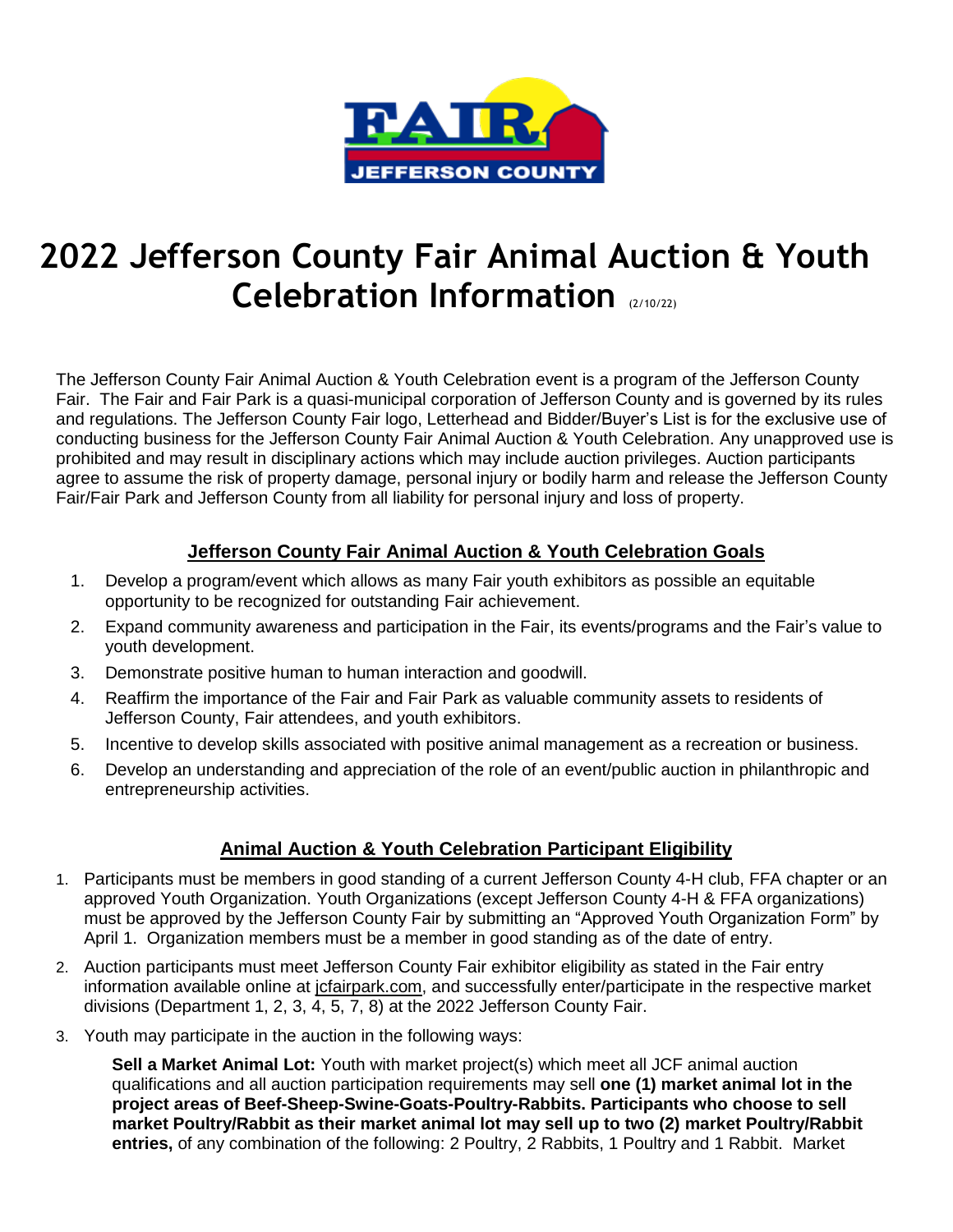# 2022 Jefferson County Fair Animal Auction & Youth Celebration Information (2/10/22)

The Jefferson County Fair Animal Auction & Youth Celebration event is a program of the Jefferson County Fair. The Fair and Fair Park is a quasi-municipal corporation of Jefferson County and is governed by its rules and regulations. The Jefferson County Fair logo, Letterhead and Bidder/Buyer's List is for the exclusive use of conducting business for the Jefferson County Fair Animal Auction & Youth Celebration. Any unapproved use is prohibited and may result in disciplinary actions which may include auction privileges. Auction participants agree to assume the risk of property damage, personal injury or bodily harm and release the Jefferson County Fair/Fair Park and Jefferson County from all liability for personal injury and loss of property.

## Jefferson County Fair Animal Auction & Youth Celebration Goals

1. Develop a program/event which allows as many Fair youth exhibitors as possible an equitable opportunity to be recognized for outstanding Fair achievement.
2. Expand community awareness and participation in the Fair, its events/programs and the Fair's value to youth development.
3. Demonstrate positive human to human interaction and goodwill.
4. Reaffirm the importance of the Fair and Fair Park as valuable community assets to residents of Jefferson County, Fair attendees, and youth exhibitors.
5. Incentive to develop skills associated with positive animal management as a recreation or business.
6. Develop an understanding and appreciation of the role of an event/public auction in philanthropic and entrepreneurship activities.

## Animal Auction & Youth Celebration Participant Eligibility

1. Participants must be members in good standing of a current Jefferson County 4-H club, FFA chapter or an approved Youth Organization. Youth Organizations (except Jefferson County 4-H & FFA organizations) must be approved by the Jefferson County Fair by submitting an "Approved Youth Organization Form" by April 1. Organization members must be a member in good standing as of the date of entry.
2. Auction participants must meet Jefferson County Fair exhibitor eligibility as stated in the Fair entry information available online at jcfairpark.com, and successfully enter/participate in the respective market divisions (Department 1, 2, 3, 4, 5, 7, 8) at the 2022 Jefferson County Fair.
3. Youth may participate in the auction in the following ways:

   **Sell a Market Animal Lot:** Youth with market project(s) which meet all JCF animal auction qualifications and all auction participation requirements may sell **one (1) market animal lot in the project areas of Beef-Sheep-Swine-Goats-Poultry-Rabbits. Participants who choose to sell market Poultry/Rabbit as their market animal lot may sell up to two (2) market Poultry/Rabbit entries,** of any combination of the following: 2 Poultry, 2 Rabbits, 1 Poultry and 1 Rabbit. Market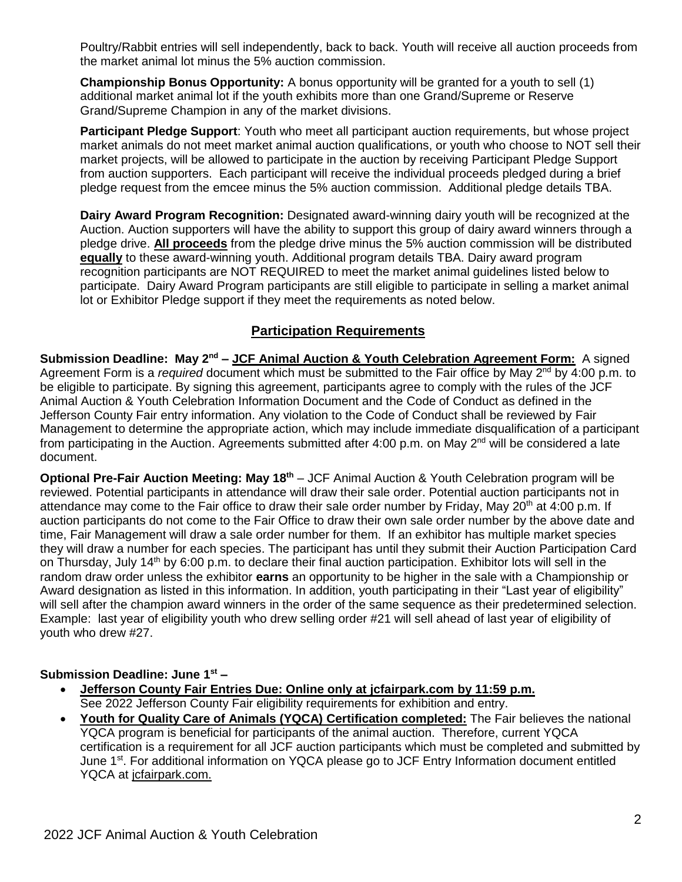Poultry/Rabbit entries will sell independently, back to back. Youth will receive all auction proceeds from the market animal lot minus the 5% auction commission.

**Championship Bonus Opportunity:** A bonus opportunity will be granted for a youth to sell (1) additional market animal lot if the youth exhibits more than one Grand/Supreme or Reserve Grand/Supreme Champion in any of the market divisions.

**Participant Pledge Support**: Youth who meet all participant auction requirements, but whose project market animals do not meet market animal auction qualifications, or youth who choose to NOT sell their market projects, will be allowed to participate in the auction by receiving Participant Pledge Support from auction supporters. Each participant will receive the individual proceeds pledged during a brief pledge request from the emcee minus the 5% auction commission. Additional pledge details TBA.

**Dairy Award Program Recognition:** Designated award-winning dairy youth will be recognized at the Auction. Auction supporters will have the ability to support this group of dairy award winners through a pledge drive. **<u>All proceeds</u>** from the pledge drive minus the 5% auction commission will be distributed **<u>equally</u>** to these award-winning youth. Additional program details TBA. Dairy award program recognition participants are NOT REQUIRED to meet the market animal guidelines listed below to participate. Dairy Award Program participants are still eligible to participate in selling a market animal lot or Exhibitor Pledge support if they meet the requirements as noted below.

## Participation Requirements

**Submission Deadline: May 2nd – <u>JCF Animal Auction & Youth Celebration Agreement Form:</u>** A signed Agreement Form is a *required* document which must be submitted to the Fair office by May 2nd by 4:00 p.m. to be eligible to participate. By signing this agreement, participants agree to comply with the rules of the JCF Animal Auction & Youth Celebration Information Document and the Code of Conduct as defined in the Jefferson County Fair entry information. Any violation to the Code of Conduct shall be reviewed by Fair Management to determine the appropriate action, which may include immediate disqualification of a participant from participating in the Auction. Agreements submitted after 4:00 p.m. on May 2nd will be considered a late document.

**Optional Pre-Fair Auction Meeting: May 18th** – JCF Animal Auction & Youth Celebration program will be reviewed. Potential participants in attendance will draw their sale order. Potential auction participants not in attendance may come to the Fair office to draw their sale order number by Friday, May 20th at 4:00 p.m. If auction participants do not come to the Fair Office to draw their own sale order number by the above date and time, Fair Management will draw a sale order number for them. If an exhibitor has multiple market species they will draw a number for each species. The participant has until they submit their Auction Participation Card on Thursday, July 14th by 6:00 p.m. to declare their final auction participation. Exhibitor lots will sell in the random draw order unless the exhibitor **earns** an opportunity to be higher in the sale with a Championship or Award designation as listed in this information. In addition, youth participating in their "Last year of eligibility" will sell after the champion award winners in the order of the same sequence as their predetermined selection. Example: last year of eligibility youth who drew selling order #21 will sell ahead of last year of eligibility of youth who drew #27.

**Submission Deadline: June 1st –**

- **<u>Jefferson County Fair Entries Due: Online only at jcfairpark.com by 11:59 p.m.</u>** See 2022 Jefferson County Fair eligibility requirements for exhibition and entry.
- **<u>Youth for Quality Care of Animals (YQCA) Certification completed:</u>** The Fair believes the national YQCA program is beneficial for participants of the animal auction. Therefore, current YQCA certification is a requirement for all JCF auction participants which must be completed and submitted by June 1st. For additional information on YQCA please go to JCF Entry Information document entitled YQCA at <u>jcfairpark.com.</u>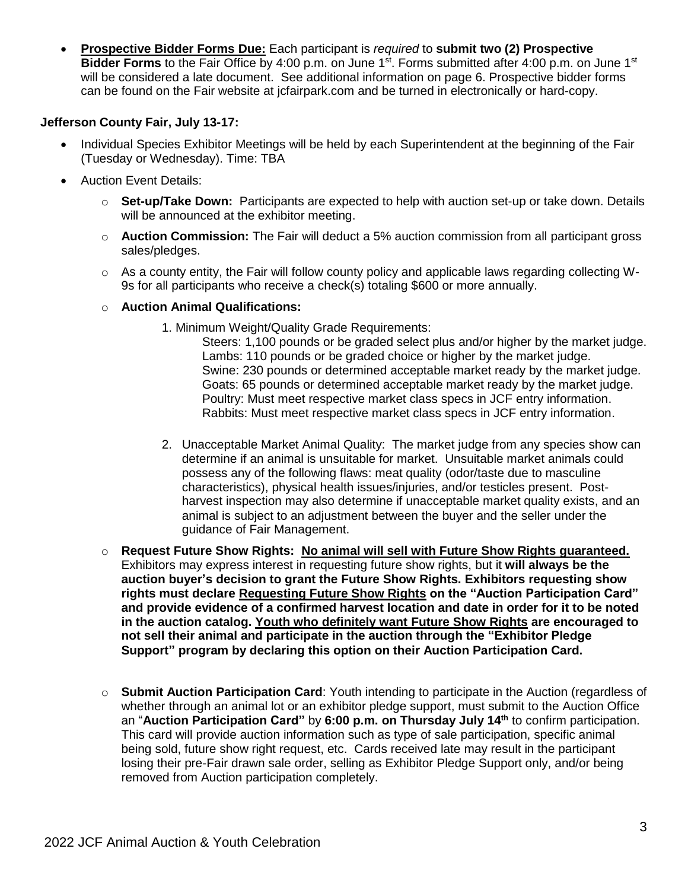- **Prospective Bidder Forms Due:** Each participant is *required* to **submit two (2) Prospective Bidder Forms** to the Fair Office by 4:00 p.m. on June 1st. Forms submitted after 4:00 p.m. on June 1st will be considered a late document. See additional information on page 6. Prospective bidder forms can be found on the Fair website at jcfairpark.com and be turned in electronically or hard-copy.

**Jefferson County Fair, July 13-17:**

- Individual Species Exhibitor Meetings will be held by each Superintendent at the beginning of the Fair (Tuesday or Wednesday). Time: TBA
- Auction Event Details:
  - **Set-up/Take Down:** Participants are expected to help with auction set-up or take down. Details will be announced at the exhibitor meeting.
  - **Auction Commission:** The Fair will deduct a 5% auction commission from all participant gross sales/pledges.
  - As a county entity, the Fair will follow county policy and applicable laws regarding collecting W-9s for all participants who receive a check(s) totaling $600 or more annually.
  - **Auction Animal Qualifications:**
    1. Minimum Weight/Quality Grade Requirements:
       Steers: 1,100 pounds or be graded select plus and/or higher by the market judge.
       Lambs: 110 pounds or be graded choice or higher by the market judge.
       Swine: 230 pounds or determined acceptable market ready by the market judge.
       Goats: 65 pounds or determined acceptable market ready by the market judge.
       Poultry: Must meet respective market class specs in JCF entry information.
       Rabbits: Must meet respective market class specs in JCF entry information.
    2. Unacceptable Market Animal Quality: The market judge from any species show can determine if an animal is unsuitable for market. Unsuitable market animals could possess any of the following flaws: meat quality (odor/taste due to masculine characteristics), physical health issues/injuries, and/or testicles present. Post-harvest inspection may also determine if unacceptable market quality exists, and an animal is subject to an adjustment between the buyer and the seller under the guidance of Fair Management.
  - **Request Future Show Rights: No animal will sell with Future Show Rights guaranteed.** Exhibitors may express interest in requesting future show rights, but it **will always be the auction buyer's decision to grant the Future Show Rights. Exhibitors requesting show rights must declare Requesting Future Show Rights on the "Auction Participation Card" and provide evidence of a confirmed harvest location and date in order for it to be noted in the auction catalog. Youth who definitely want Future Show Rights are encouraged to not sell their animal and participate in the auction through the "Exhibitor Pledge Support" program by declaring this option on their Auction Participation Card.**
  - **Submit Auction Participation Card**: Youth intending to participate in the Auction (regardless of whether through an animal lot or an exhibitor pledge support, must submit to the Auction Office an "**Auction Participation Card"** by **6:00 p.m. on Thursday July 14th** to confirm participation. This card will provide auction information such as type of sale participation, specific animal being sold, future show right request, etc. Cards received late may result in the participant losing their pre-Fair drawn sale order, selling as Exhibitor Pledge Support only, and/or being removed from Auction participation completely.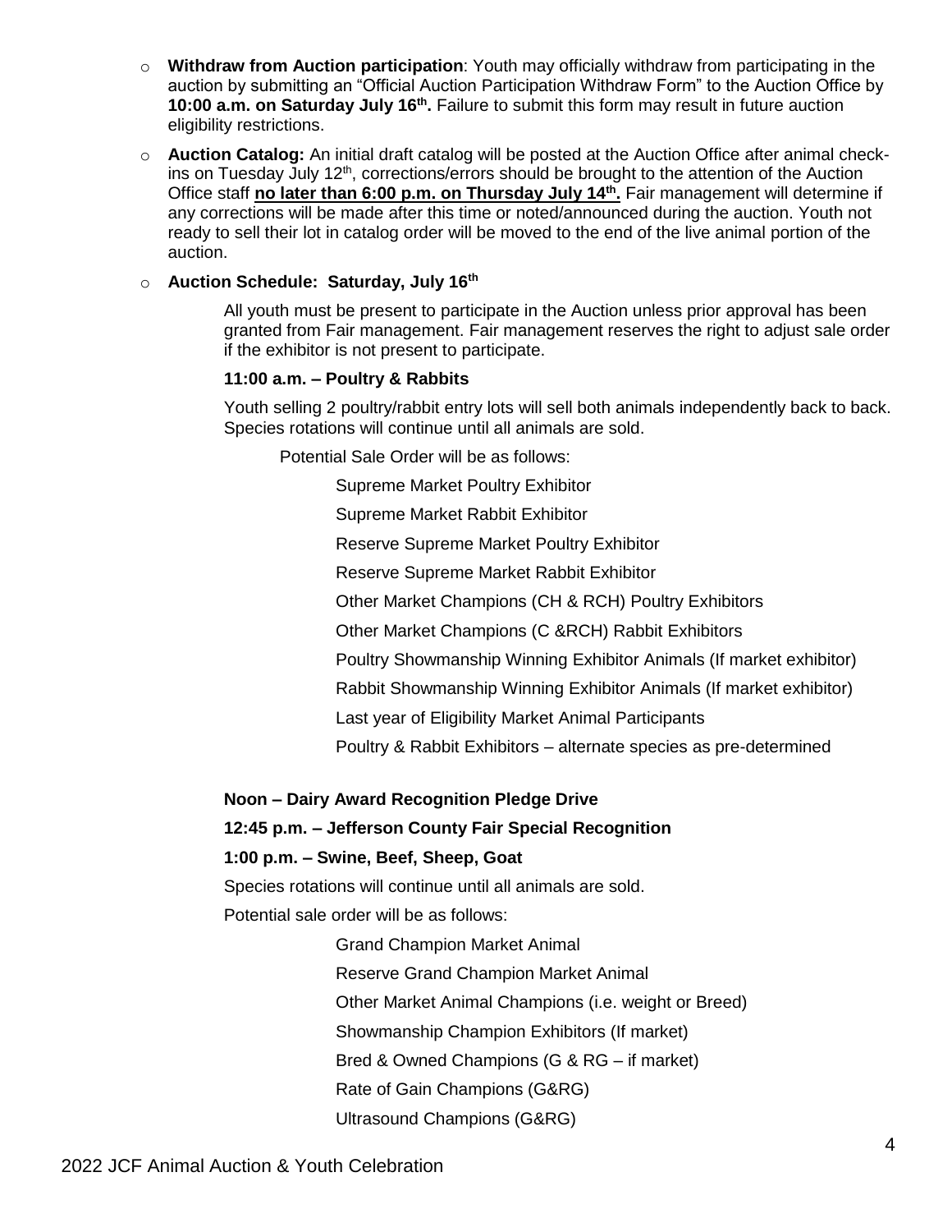- **Withdraw from Auction participation**: Youth may officially withdraw from participating in the auction by submitting an "Official Auction Participation Withdraw Form" to the Auction Office by **10:00 a.m. on Saturday July 16th.** Failure to submit this form may result in future auction eligibility restrictions.
- **Auction Catalog:** An initial draft catalog will be posted at the Auction Office after animal check-ins on Tuesday July 12th, corrections/errors should be brought to the attention of the Auction Office staff **<u>no later than 6:00 p.m. on Thursday July 14th.</u>** Fair management will determine if any corrections will be made after this time or noted/announced during the auction. Youth not ready to sell their lot in catalog order will be moved to the end of the live animal portion of the auction.
- **Auction Schedule: Saturday, July 16th**

  All youth must be present to participate in the Auction unless prior approval has been granted from Fair management. Fair management reserves the right to adjust sale order if the exhibitor is not present to participate.

  **11:00 a.m. – Poultry & Rabbits**

  Youth selling 2 poultry/rabbit entry lots will sell both animals independently back to back. Species rotations will continue until all animals are sold.

  Potential Sale Order will be as follows:

  Supreme Market Poultry Exhibitor

  Supreme Market Rabbit Exhibitor

  Reserve Supreme Market Poultry Exhibitor

  Reserve Supreme Market Rabbit Exhibitor

  Other Market Champions (CH & RCH) Poultry Exhibitors

  Other Market Champions (C &RCH) Rabbit Exhibitors

  Poultry Showmanship Winning Exhibitor Animals (If market exhibitor)

  Rabbit Showmanship Winning Exhibitor Animals (If market exhibitor)

  Last year of Eligibility Market Animal Participants

  Poultry & Rabbit Exhibitors – alternate species as pre-determined

  **Noon – Dairy Award Recognition Pledge Drive**

  **12:45 p.m. – Jefferson County Fair Special Recognition**

  **1:00 p.m. – Swine, Beef, Sheep, Goat**

  Species rotations will continue until all animals are sold.

  Potential sale order will be as follows:

  Grand Champion Market Animal

  Reserve Grand Champion Market Animal

  Other Market Animal Champions (i.e. weight or Breed)

  Showmanship Champion Exhibitors (If market)

  Bred & Owned Champions (G & RG – if market)

  Rate of Gain Champions (G&RG)

  Ultrasound Champions (G&RG)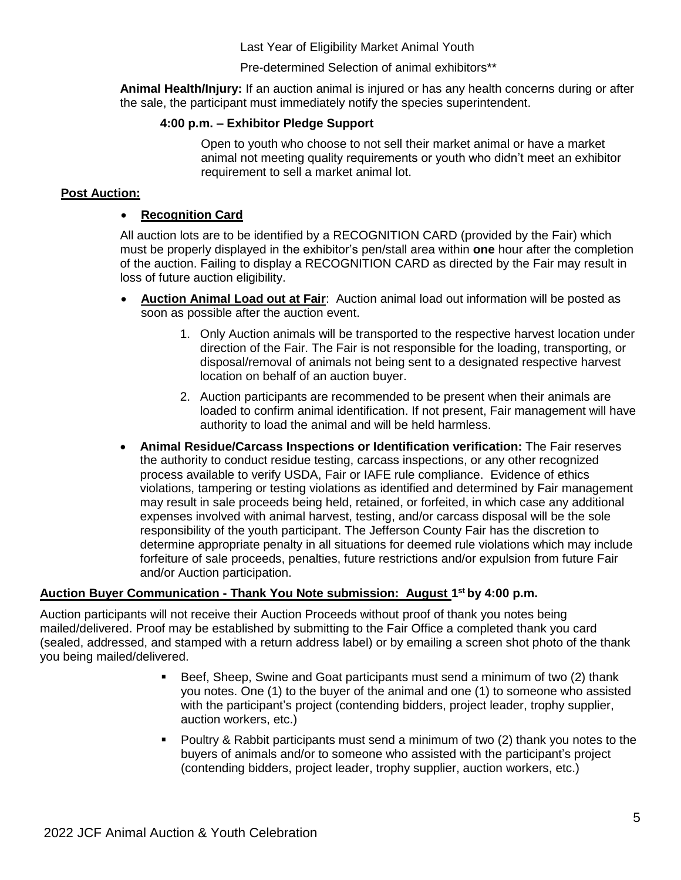Last Year of Eligibility Market Animal Youth

Pre-determined Selection of animal exhibitors**

**Animal Health/Injury:** If an auction animal is injured or has any health concerns during or after the sale, the participant must immediately notify the species superintendent.

**4:00 p.m. – Exhibitor Pledge Support**

Open to youth who choose to not sell their market animal or have a market animal not meeting quality requirements or youth who didn't meet an exhibitor requirement to sell a market animal lot.

**Post Auction:**

- **Recognition Card**

All auction lots are to be identified by a RECOGNITION CARD (provided by the Fair) which must be properly displayed in the exhibitor's pen/stall area within **one** hour after the completion of the auction. Failing to display a RECOGNITION CARD as directed by the Fair may result in loss of future auction eligibility.

- **Auction Animal Load out at Fair**: Auction animal load out information will be posted as soon as possible after the auction event.
  1. Only Auction animals will be transported to the respective harvest location under direction of the Fair. The Fair is not responsible for the loading, transporting, or disposal/removal of animals not being sent to a designated respective harvest location on behalf of an auction buyer.
  2. Auction participants are recommended to be present when their animals are loaded to confirm animal identification. If not present, Fair management will have authority to load the animal and will be held harmless.
- **Animal Residue/Carcass Inspections or Identification verification:** The Fair reserves the authority to conduct residue testing, carcass inspections, or any other recognized process available to verify USDA, Fair or IAFE rule compliance. Evidence of ethics violations, tampering or testing violations as identified and determined by Fair management may result in sale proceeds being held, retained, or forfeited, in which case any additional expenses involved with animal harvest, testing, and/or carcass disposal will be the sole responsibility of the youth participant. The Jefferson County Fair has the discretion to determine appropriate penalty in all situations for deemed rule violations which may include forfeiture of sale proceeds, penalties, future restrictions and/or expulsion from future Fair and/or Auction participation.

**Auction Buyer Communication - Thank You Note submission: August 1st by 4:00 p.m.**

Auction participants will not receive their Auction Proceeds without proof of thank you notes being mailed/delivered. Proof may be established by submitting to the Fair Office a completed thank you card (sealed, addressed, and stamped with a return address label) or by emailing a screen shot photo of the thank you being mailed/delivered.

- Beef, Sheep, Swine and Goat participants must send a minimum of two (2) thank you notes. One (1) to the buyer of the animal and one (1) to someone who assisted with the participant's project (contending bidders, project leader, trophy supplier, auction workers, etc.)
- Poultry & Rabbit participants must send a minimum of two (2) thank you notes to the buyers of animals and/or to someone who assisted with the participant's project (contending bidders, project leader, trophy supplier, auction workers, etc.)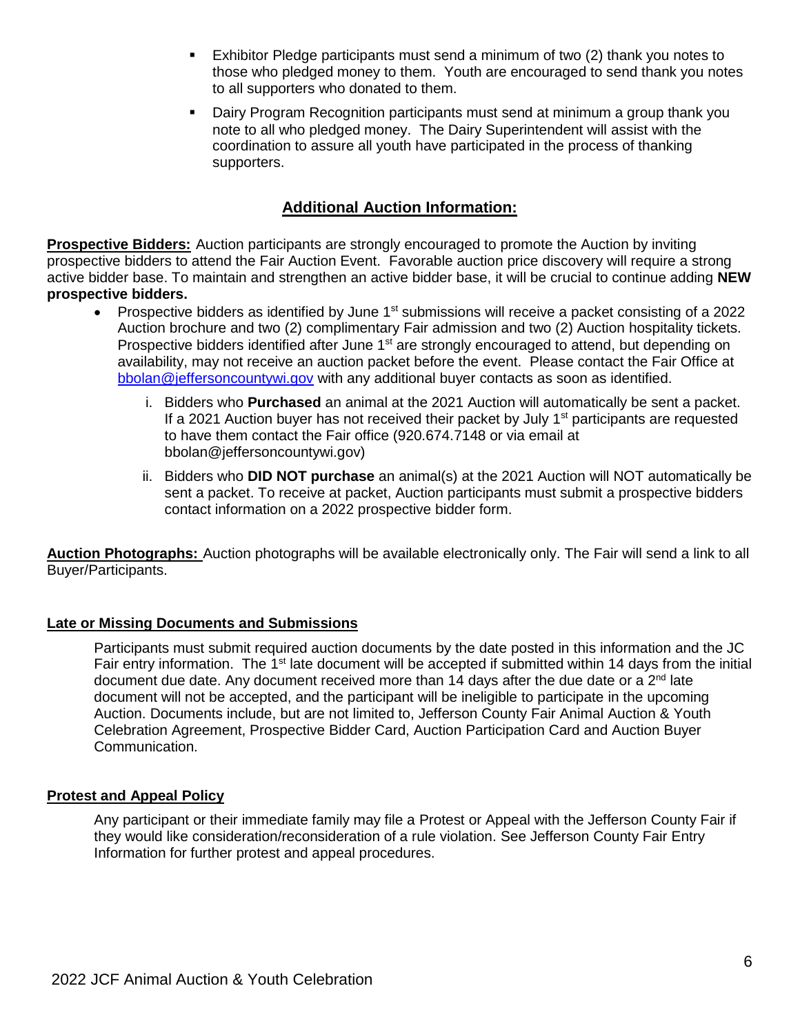- Exhibitor Pledge participants must send a minimum of two (2) thank you notes to those who pledged money to them. Youth are encouraged to send thank you notes to all supporters who donated to them.
- Dairy Program Recognition participants must send at minimum a group thank you note to all who pledged money. The Dairy Superintendent will assist with the coordination to assure all youth have participated in the process of thanking supporters.

## Additional Auction Information:

**Prospective Bidders:** Auction participants are strongly encouraged to promote the Auction by inviting prospective bidders to attend the Fair Auction Event. Favorable auction price discovery will require a strong active bidder base. To maintain and strengthen an active bidder base, it will be crucial to continue adding **NEW prospective bidders.**

- Prospective bidders as identified by June 1st submissions will receive a packet consisting of a 2022 Auction brochure and two (2) complimentary Fair admission and two (2) Auction hospitality tickets. Prospective bidders identified after June 1st are strongly encouraged to attend, but depending on availability, may not receive an auction packet before the event. Please contact the Fair Office at bbolan@jeffersoncountywi.gov with any additional buyer contacts as soon as identified.
    - i. Bidders who **Purchased** an animal at the 2021 Auction will automatically be sent a packet. If a 2021 Auction buyer has not received their packet by July 1st participants are requested to have them contact the Fair office (920.674.7148 or via email at bbolan@jeffersoncountywi.gov)
    - ii. Bidders who **DID NOT purchase** an animal(s) at the 2021 Auction will NOT automatically be sent a packet. To receive at packet, Auction participants must submit a prospective bidders contact information on a 2022 prospective bidder form.

**Auction Photographs:** Auction photographs will be available electronically only. The Fair will send a link to all Buyer/Participants.

**Late or Missing Documents and Submissions**

Participants must submit required auction documents by the date posted in this information and the JC Fair entry information. The 1st late document will be accepted if submitted within 14 days from the initial document due date. Any document received more than 14 days after the due date or a 2nd late document will not be accepted, and the participant will be ineligible to participate in the upcoming Auction. Documents include, but are not limited to, Jefferson County Fair Animal Auction & Youth Celebration Agreement, Prospective Bidder Card, Auction Participation Card and Auction Buyer Communication.

**Protest and Appeal Policy**

Any participant or their immediate family may file a Protest or Appeal with the Jefferson County Fair if they would like consideration/reconsideration of a rule violation. See Jefferson County Fair Entry Information for further protest and appeal procedures.